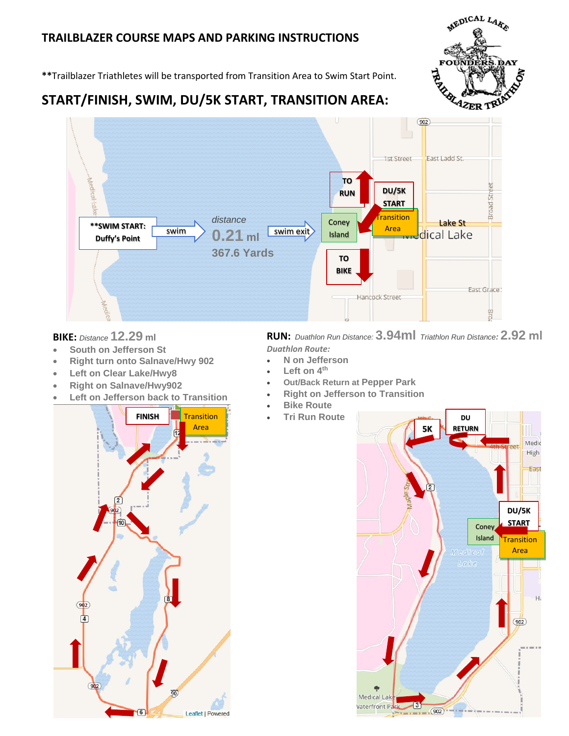## TRAILBLAZER COURSE MAPS AND PARKING INSTRUCTIONS

**Trailblazer Triathletes will be transported from Transition Area to Swim Start Point.

## START/FINISH, SWIM, DU/5K START, TRANSITION AREA:

**SWIM START: Duffy's Point → swim → *distance* 0.21 mI 367.6 Yards → swim exit → Coney Island

TO RUN | DU/5K START | Transition Area | TO BIKE

**BIKE:** *Distance* 12.29 mI

- South on Jefferson St
- Right turn onto Salnave/Hwy 902
- Left on Clear Lake/Hwy8
- Right on Salnave/Hwy902
- Left on Jefferson back to Transition

FINISH | Transition Area

**RUN:** *Duathlon Run Distance:* 3.94ml *Triathlon Run Distance:* 2.92 ml

***Duathlon Route:***

- N on Jefferson
- Left on 4th
- Out/Back Return at Pepper Park
- Right on Jefferson to Transition
- Bike Route
- Tri Run Route

5K | DU RETURN | DU/5K START | Coney Island | Transition Area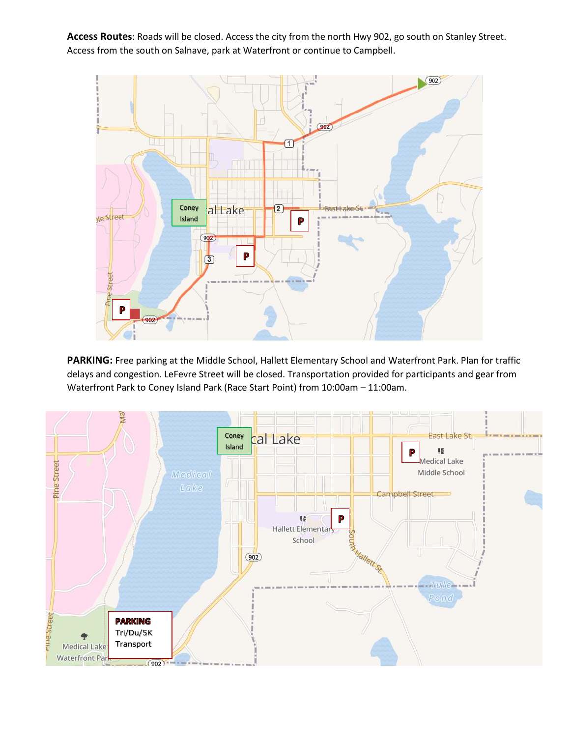**Access Routes**: Roads will be closed. Access the city from the north Hwy 902, go south on Stanley Street. Access from the south on Salnave, park at Waterfront or continue to Campbell.

**PARKING:** Free parking at the Middle School, Hallett Elementary School and Waterfront Park. Plan for traffic delays and congestion. LeFevre Street will be closed. Transportation provided for participants and gear from Waterfront Park to Coney Island Park (Race Start Point) from 10:00am – 11:00am.